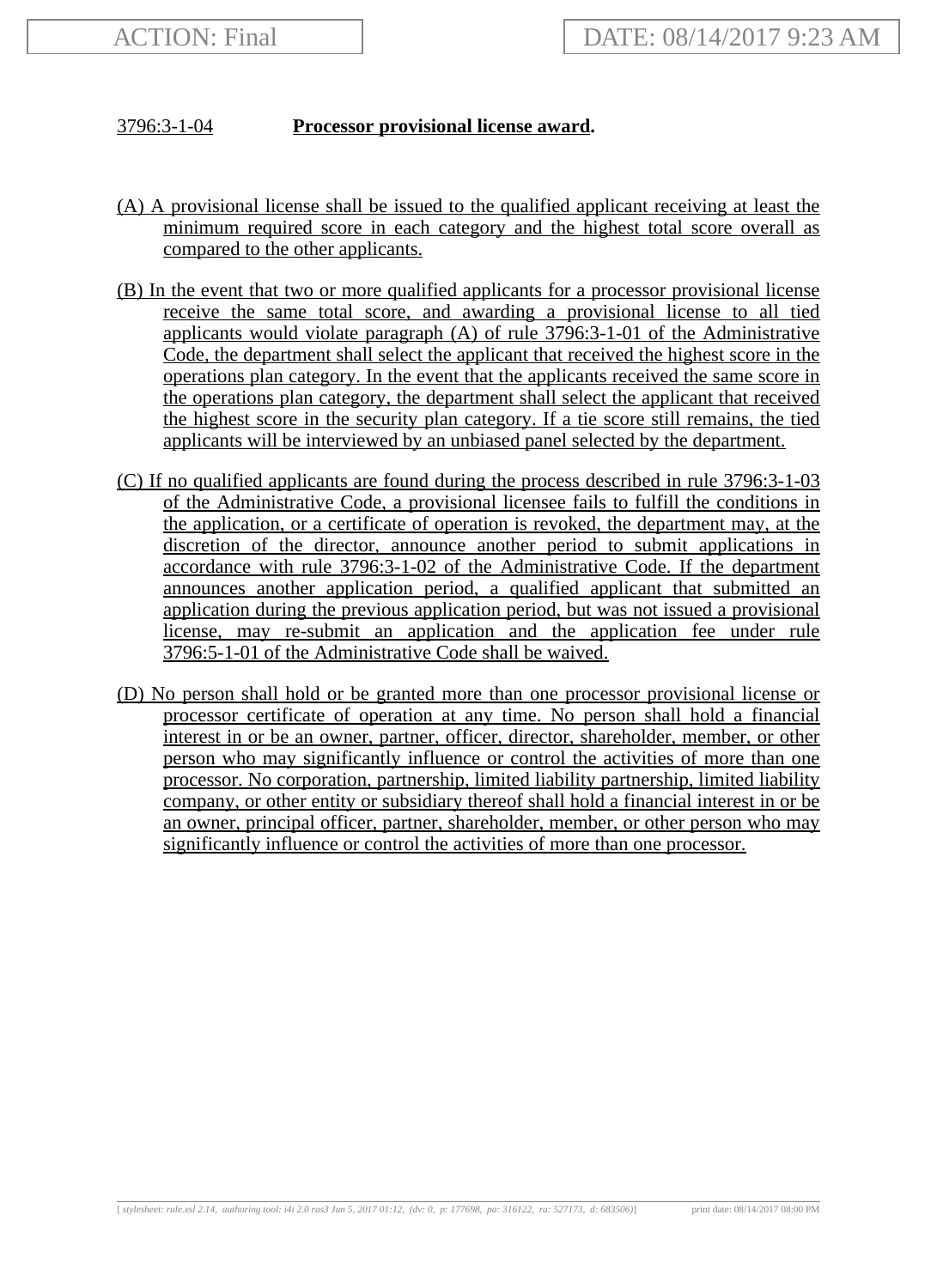ACTION: Final | DATE: 08/14/2017 9:23 AM

3796:3-1-04 **Processor provisional license award.**

(A) A provisional license shall be issued to the qualified applicant receiving at least the minimum required score in each category and the highest total score overall as compared to the other applicants.

(B) In the event that two or more qualified applicants for a processor provisional license receive the same total score, and awarding a provisional license to all tied applicants would violate paragraph (A) of rule 3796:3-1-01 of the Administrative Code, the department shall select the applicant that received the highest score in the operations plan category. In the event that the applicants received the same score in the operations plan category, the department shall select the applicant that received the highest score in the security plan category. If a tie score still remains, the tied applicants will be interviewed by an unbiased panel selected by the department.

(C) If no qualified applicants are found during the process described in rule 3796:3-1-03 of the Administrative Code, a provisional licensee fails to fulfill the conditions in the application, or a certificate of operation is revoked, the department may, at the discretion of the director, announce another period to submit applications in accordance with rule 3796:3-1-02 of the Administrative Code. If the department announces another application period, a qualified applicant that submitted an application during the previous application period, but was not issued a provisional license, may re-submit an application and the application fee under rule 3796:5-1-01 of the Administrative Code shall be waived.

(D) No person shall hold or be granted more than one processor provisional license or processor certificate of operation at any time. No person shall hold a financial interest in or be an owner, partner, officer, director, shareholder, member, or other person who may significantly influence or control the activities of more than one processor. No corporation, partnership, limited liability partnership, limited liability company, or other entity or subsidiary thereof shall hold a financial interest in or be an owner, principal officer, partner, shareholder, member, or other person who may significantly influence or control the activities of more than one processor.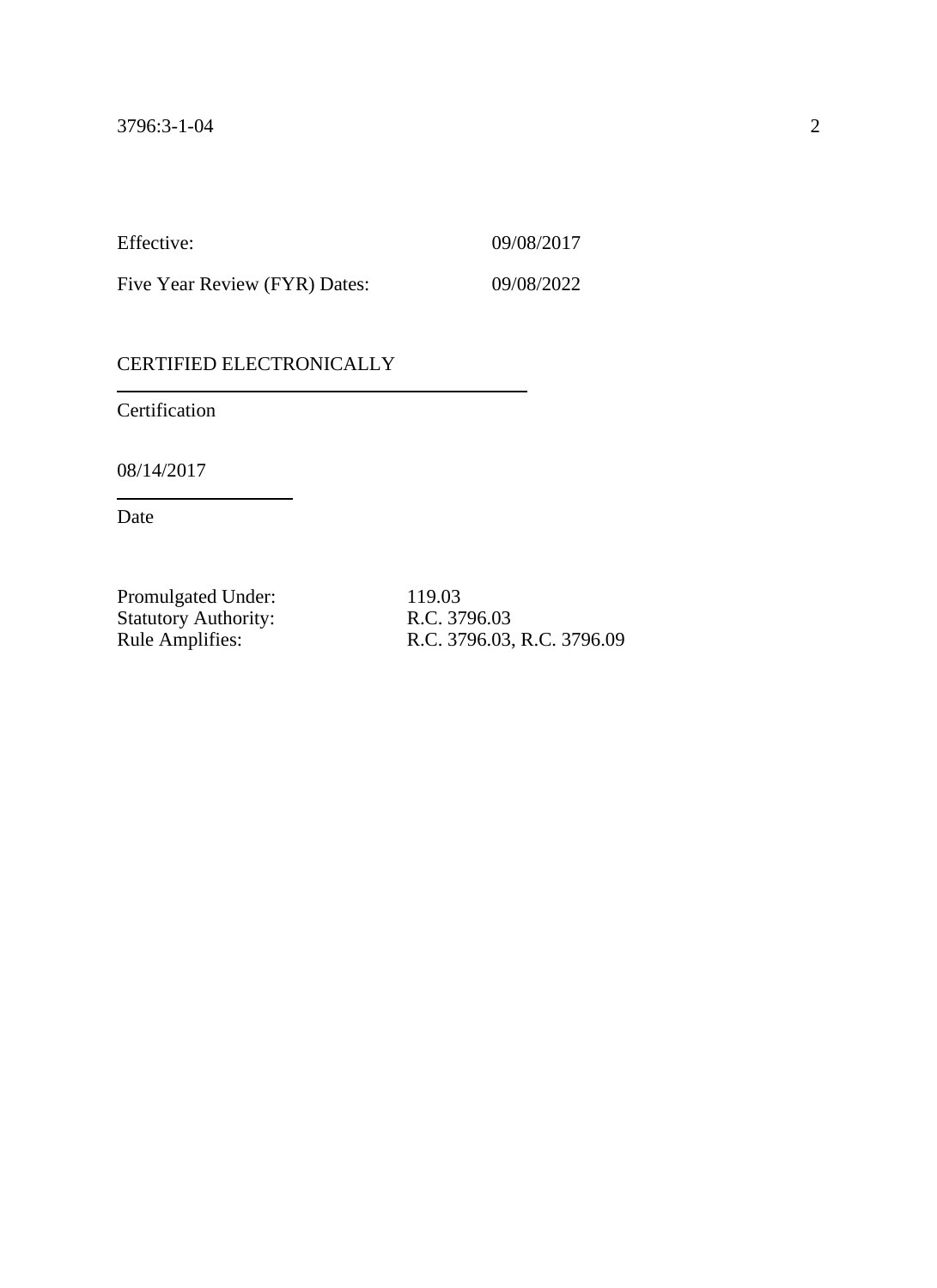Effective: 09/08/2017

Five Year Review (FYR) Dates: 09/08/2022

CERTIFIED ELECTRONICALLY

Certification

08/14/2017

Date

Promulgated Under: 119.03
Statutory Authority: R.C. 3796.03
Rule Amplifies: R.C. 3796.03, R.C. 3796.09